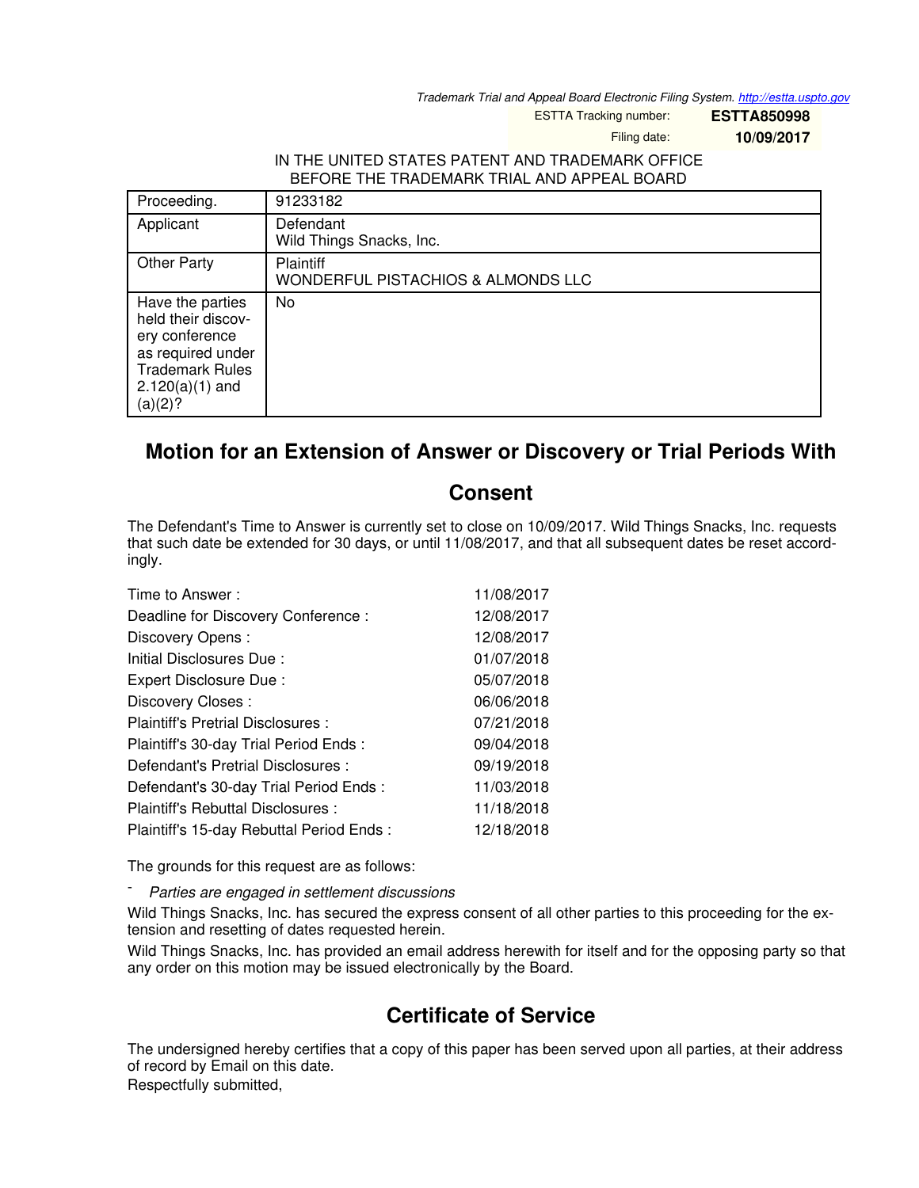Trademark Trial and Appeal Board Electronic Filing System. http://estta.uspto.gov

ESTTA Tracking number: **ESTTA850998**

Filing date: **10/09/2017**

IN THE UNITED STATES PATENT AND TRADEMARK OFFICE
BEFORE THE TRADEMARK TRIAL AND APPEAL BOARD

| | |
|---|---|
| Proceeding. | 91233182 |
| Applicant | Defendant<br>Wild Things Snacks, Inc. |
| Other Party | Plaintiff<br>WONDERFUL PISTACHIOS & ALMONDS LLC |
| Have the parties held their discovery conference as required under Trademark Rules 2.120(a)(1) and (a)(2)? | No |

## Motion for an Extension of Answer or Discovery or Trial Periods With Consent

The Defendant's Time to Answer is currently set to close on 10/09/2017. Wild Things Snacks, Inc. requests that such date be extended for 30 days, or until 11/08/2017, and that all subsequent dates be reset accordingly.

| | |
|---|---|
| Time to Answer : | 11/08/2017 |
| Deadline for Discovery Conference : | 12/08/2017 |
| Discovery Opens : | 12/08/2017 |
| Initial Disclosures Due : | 01/07/2018 |
| Expert Disclosure Due : | 05/07/2018 |
| Discovery Closes : | 06/06/2018 |
| Plaintiff's Pretrial Disclosures : | 07/21/2018 |
| Plaintiff's 30-day Trial Period Ends : | 09/04/2018 |
| Defendant's Pretrial Disclosures : | 09/19/2018 |
| Defendant's 30-day Trial Period Ends : | 11/03/2018 |
| Plaintiff's Rebuttal Disclosures : | 11/18/2018 |
| Plaintiff's 15-day Rebuttal Period Ends : | 12/18/2018 |

The grounds for this request are as follows:

- *Parties are engaged in settlement discussions*

Wild Things Snacks, Inc. has secured the express consent of all other parties to this proceeding for the extension and resetting of dates requested herein.

Wild Things Snacks, Inc. has provided an email address herewith for itself and for the opposing party so that any order on this motion may be issued electronically by the Board.

## Certificate of Service

The undersigned hereby certifies that a copy of this paper has been served upon all parties, at their address of record by Email on this date.

Respectfully submitted,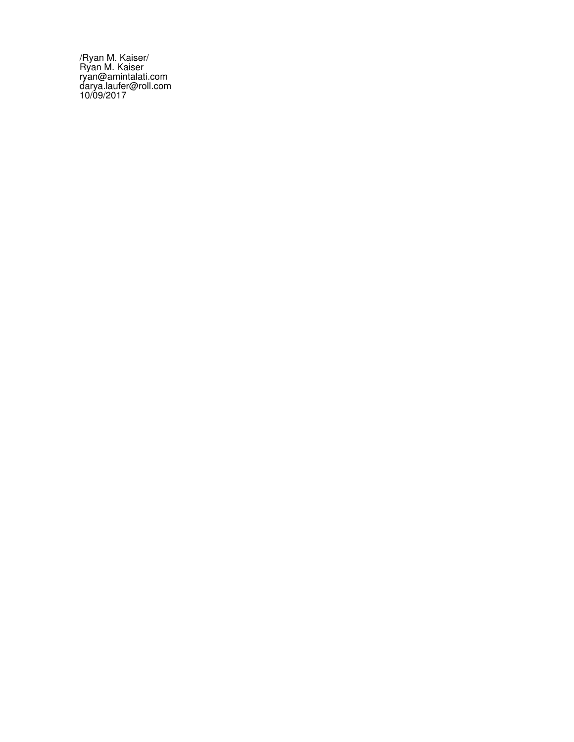/Ryan M. Kaiser/
Ryan M. Kaiser
ryan@amintalati.com
darya.laufer@roll.com
10/09/2017